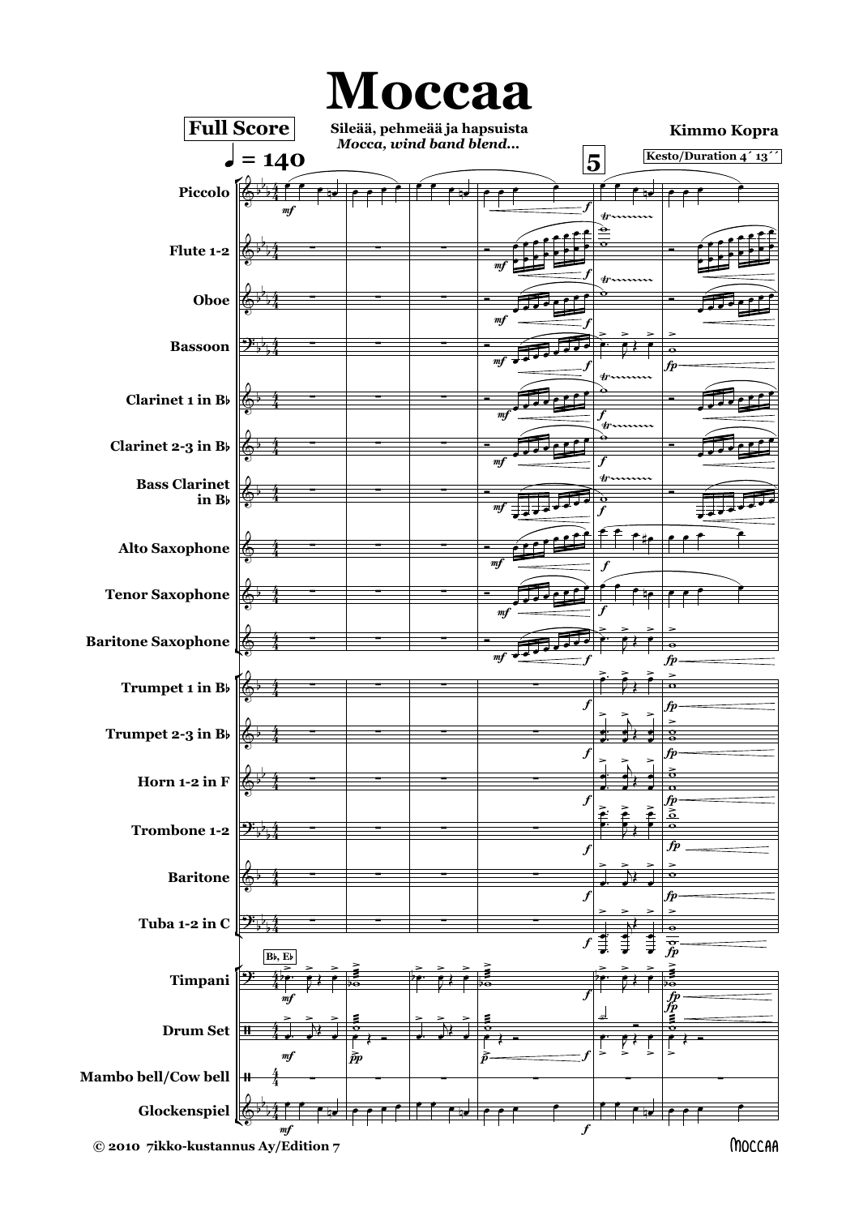# Moccaa

**Full Score**

**Sileää, pehmeää ja hapsuista**
*Mocca, wind band blend...*

**Kimmo Kopra**

♩ = 140

Kesto/Duration 4´ 13´´

Piccolo
Flute 1-2
Oboe
Bassoon
Clarinet 1 in B♭
Clarinet 2-3 in B♭
Bass Clarinet in B♭
Alto Saxophone
Tenor Saxophone
Baritone Saxophone
Trumpet 1 in B♭
Trumpet 2-3 in B♭
Horn 1-2 in F
Trombone 1-2
Baritone
Tuba 1-2 in C
Timpani
Drum Set
Mambo bell/Cow bell
Glockenspiel

© 2010 7ikko-kustannus Ay/Edition 7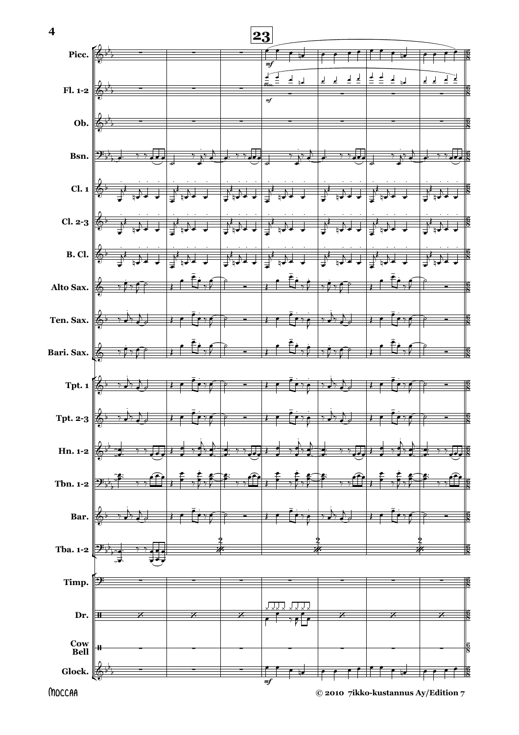**23**

Picc.

Fl. 1-2

Ob.

Bsn.

Cl. 1

Cl. 2-3

B. Cl.

Alto Sax.

Ten. Sax.

Bari. Sax.

Tpt. 1

Tpt. 2-3

Hn. 1-2

Tbn. 1-2

Bar.

Tba. 1-2

Timp.

Dr.

Cow Bell

Glock.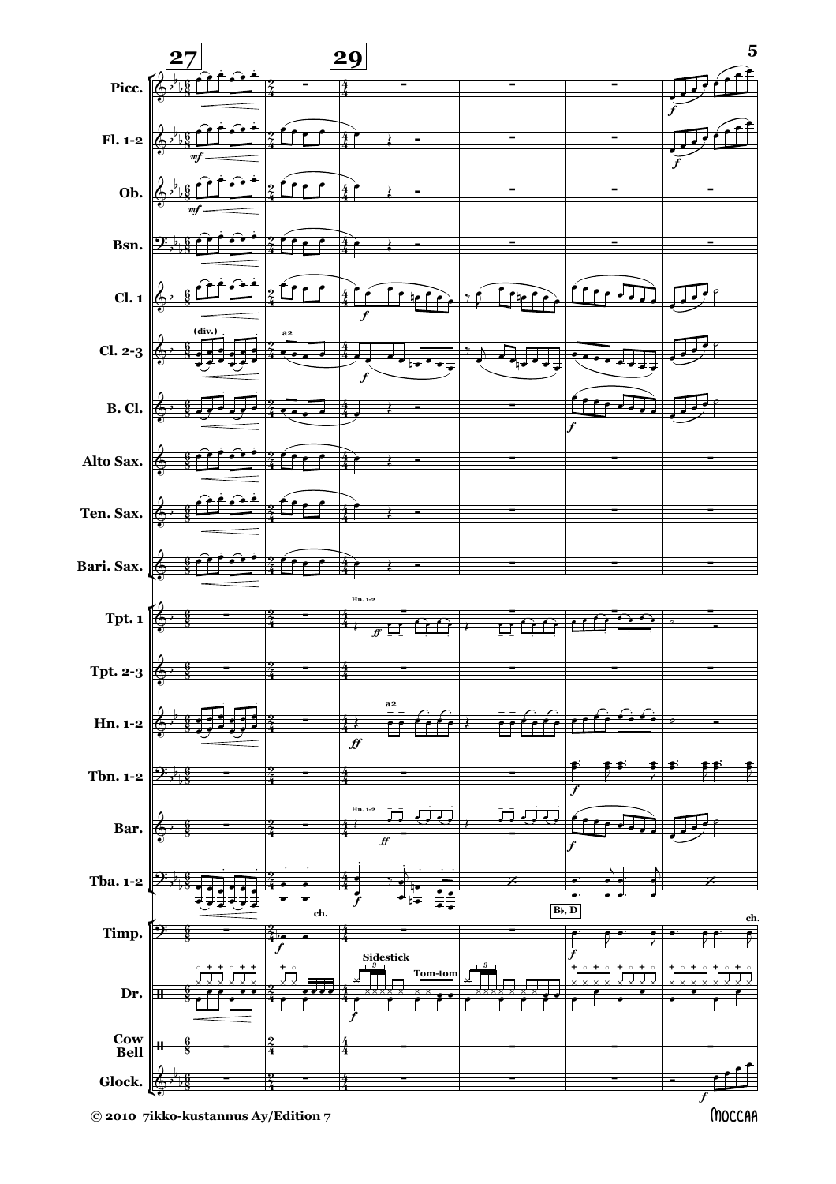27

29

Picc.

Fl. 1-2

Ob.

Bsn.

Cl. 1

Cl. 2-3

B. Cl.

Alto Sax.

Ten. Sax.

Bari. Sax.

Tpt. 1

Tpt. 2-3

Hn. 1-2

Tbn. 1-2

Bar.

Tba. 1-2

Timp.

Dr.

Cow Bell

Glock.

(div.)

a2

Hn. 1-2

Sidestick

Tom-tom

ch.

B♭, D

© 2010 7ikko-kustannus Ay/Edition 7